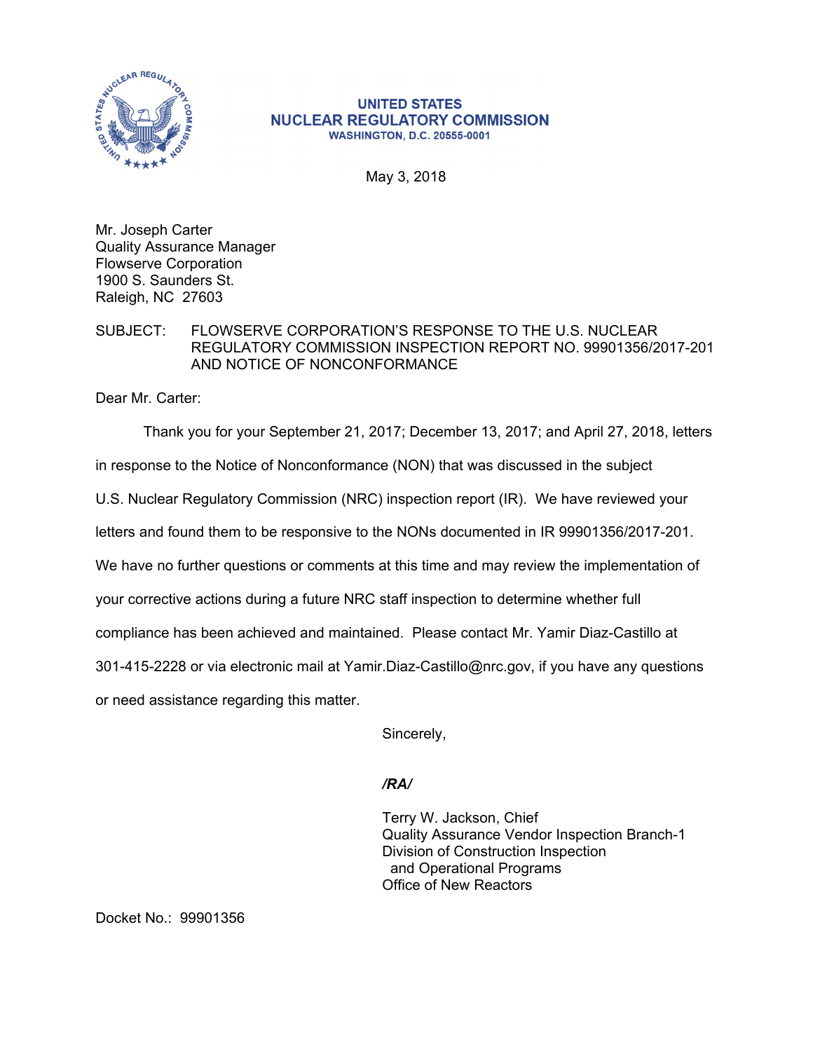UNITED STATES
NUCLEAR REGULATORY COMMISSION
WASHINGTON, D.C. 20555-0001

May 3, 2018

Mr. Joseph Carter
Quality Assurance Manager
Flowserve Corporation
1900 S. Saunders St.
Raleigh, NC 27603

SUBJECT: FLOWSERVE CORPORATION'S RESPONSE TO THE U.S. NUCLEAR REGULATORY COMMISSION INSPECTION REPORT NO. 99901356/2017-201 AND NOTICE OF NONCONFORMANCE

Dear Mr. Carter:

Thank you for your September 21, 2017; December 13, 2017; and April 27, 2018, letters in response to the Notice of Nonconformance (NON) that was discussed in the subject U.S. Nuclear Regulatory Commission (NRC) inspection report (IR). We have reviewed your letters and found them to be responsive to the NONs documented in IR 99901356/2017-201. We have no further questions or comments at this time and may review the implementation of your corrective actions during a future NRC staff inspection to determine whether full compliance has been achieved and maintained. Please contact Mr. Yamir Diaz-Castillo at 301-415-2228 or via electronic mail at Yamir.Diaz-Castillo@nrc.gov, if you have any questions or need assistance regarding this matter.

Sincerely,

*/RA/*

Terry W. Jackson, Chief
Quality Assurance Vendor Inspection Branch-1
Division of Construction Inspection
and Operational Programs
Office of New Reactors

Docket No.: 99901356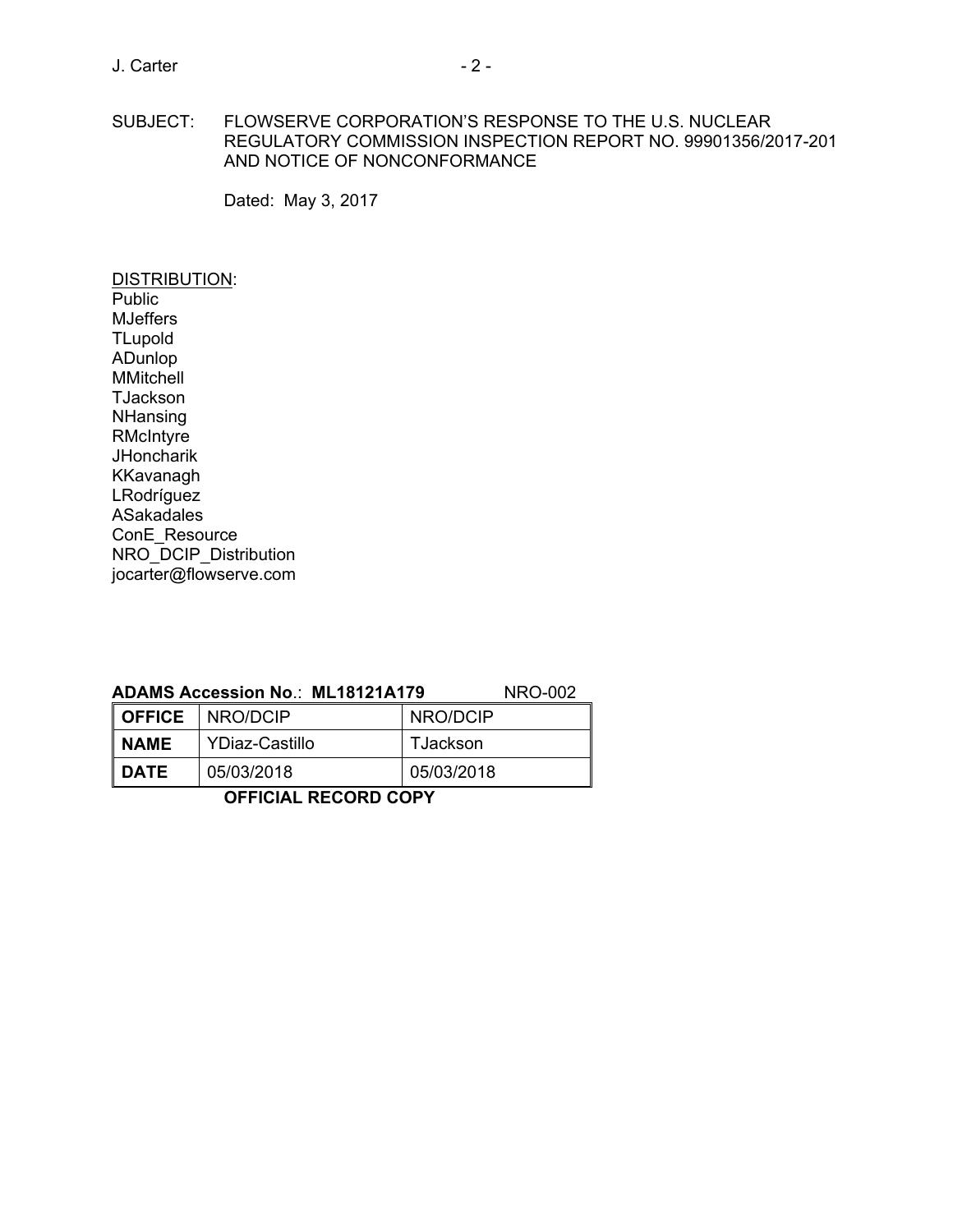SUBJECT: FLOWSERVE CORPORATION'S RESPONSE TO THE U.S. NUCLEAR REGULATORY COMMISSION INSPECTION REPORT NO. 99901356/2017-201 AND NOTICE OF NONCONFORMANCE

Dated: May 3, 2017

DISTRIBUTION:
Public
MJeffers
TLupold
ADunlop
MMitchell
TJackson
NHansing
RMcIntyre
JHoncharik
KKavanagh
LRodríguez
ASakadales
ConE_Resource
NRO_DCIP_Distribution
jocarter@flowserve.com

**ADAMS Accession No**.: **ML18121A179** NRO-002

| **OFFICE** | NRO/DCIP | NRO/DCIP |
|---|---|---|
| **NAME** | YDiaz-Castillo | TJackson |
| **DATE** | 05/03/2018 | 05/03/2018 |

**OFFICIAL RECORD COPY**